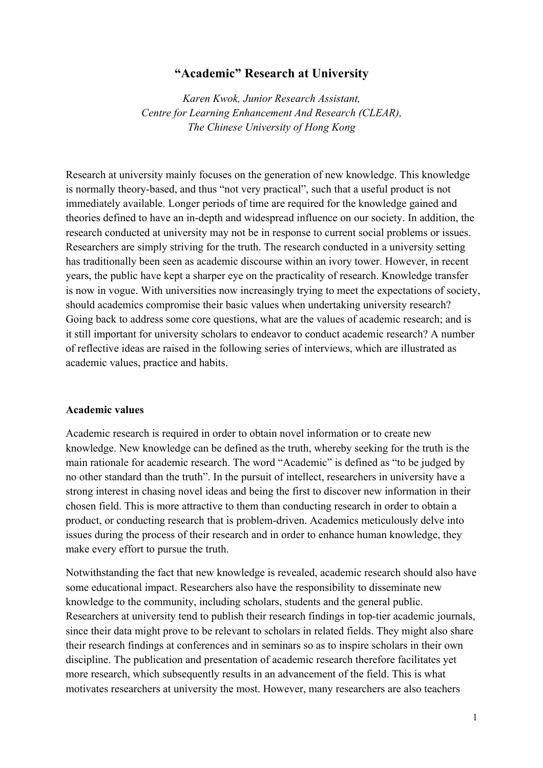# “Academic” Research at University

*Karen Kwok, Junior Research Assistant,*
*Centre for Learning Enhancement And Research (CLEAR),*
*The Chinese University of Hong Kong*

Research at university mainly focuses on the generation of new knowledge. This knowledge is normally theory-based, and thus “not very practical”, such that a useful product is not immediately available. Longer periods of time are required for the knowledge gained and theories defined to have an in-depth and widespread influence on our society. In addition, the research conducted at university may not be in response to current social problems or issues. Researchers are simply striving for the truth. The research conducted in a university setting has traditionally been seen as academic discourse within an ivory tower. However, in recent years, the public have kept a sharper eye on the practicality of research. Knowledge transfer is now in vogue. With universities now increasingly trying to meet the expectations of society, should academics compromise their basic values when undertaking university research? Going back to address some core questions, what are the values of academic research; and is it still important for university scholars to endeavor to conduct academic research? A number of reflective ideas are raised in the following series of interviews, which are illustrated as academic values, practice and habits.

## Academic values

Academic research is required in order to obtain novel information or to create new knowledge. New knowledge can be defined as the truth, whereby seeking for the truth is the main rationale for academic research. The word “Academic” is defined as “to be judged by no other standard than the truth”. In the pursuit of intellect, researchers in university have a strong interest in chasing novel ideas and being the first to discover new information in their chosen field. This is more attractive to them than conducting research in order to obtain a product, or conducting research that is problem-driven. Academics meticulously delve into issues during the process of their research and in order to enhance human knowledge, they make every effort to pursue the truth.

Notwithstanding the fact that new knowledge is revealed, academic research should also have some educational impact. Researchers also have the responsibility to disseminate new knowledge to the community, including scholars, students and the general public. Researchers at university tend to publish their research findings in top-tier academic journals, since their data might prove to be relevant to scholars in related fields. They might also share their research findings at conferences and in seminars so as to inspire scholars in their own discipline. The publication and presentation of academic research therefore facilitates yet more research, which subsequently results in an advancement of the field. This is what motivates researchers at university the most. However, many researchers are also teachers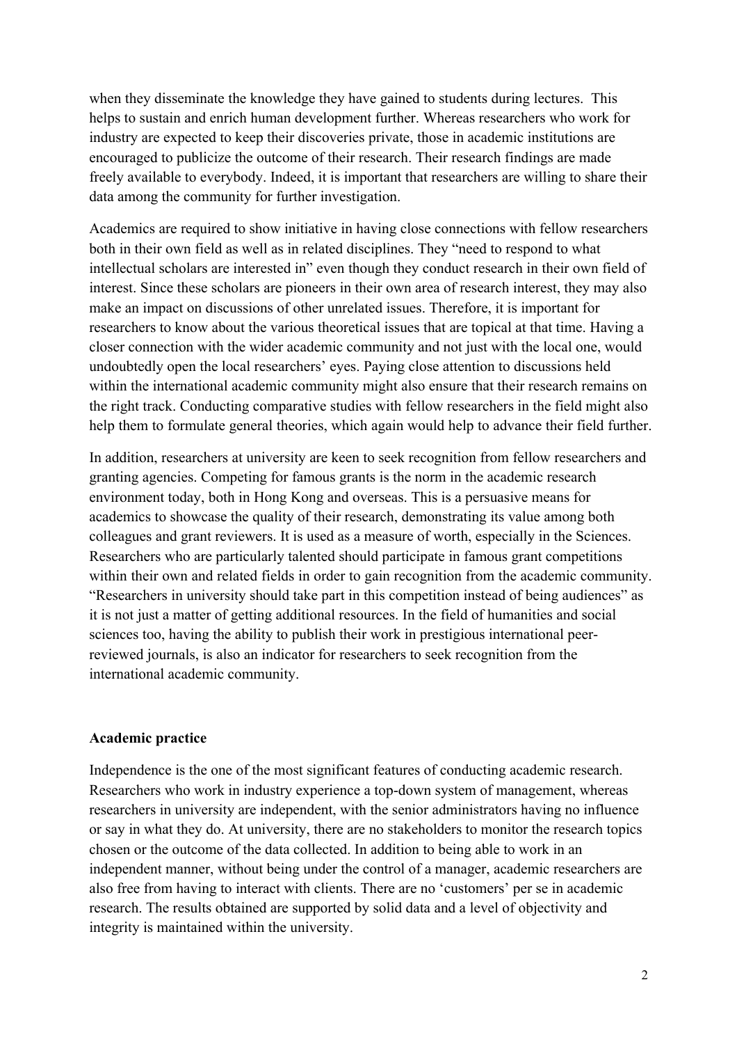when they disseminate the knowledge they have gained to students during lectures. This helps to sustain and enrich human development further. Whereas researchers who work for industry are expected to keep their discoveries private, those in academic institutions are encouraged to publicize the outcome of their research. Their research findings are made freely available to everybody. Indeed, it is important that researchers are willing to share their data among the community for further investigation.

Academics are required to show initiative in having close connections with fellow researchers both in their own field as well as in related disciplines. They "need to respond to what intellectual scholars are interested in" even though they conduct research in their own field of interest. Since these scholars are pioneers in their own area of research interest, they may also make an impact on discussions of other unrelated issues. Therefore, it is important for researchers to know about the various theoretical issues that are topical at that time. Having a closer connection with the wider academic community and not just with the local one, would undoubtedly open the local researchers' eyes. Paying close attention to discussions held within the international academic community might also ensure that their research remains on the right track. Conducting comparative studies with fellow researchers in the field might also help them to formulate general theories, which again would help to advance their field further.

In addition, researchers at university are keen to seek recognition from fellow researchers and granting agencies. Competing for famous grants is the norm in the academic research environment today, both in Hong Kong and overseas. This is a persuasive means for academics to showcase the quality of their research, demonstrating its value among both colleagues and grant reviewers. It is used as a measure of worth, especially in the Sciences. Researchers who are particularly talented should participate in famous grant competitions within their own and related fields in order to gain recognition from the academic community. "Researchers in university should take part in this competition instead of being audiences" as it is not just a matter of getting additional resources. In the field of humanities and social sciences too, having the ability to publish their work in prestigious international peer-reviewed journals, is also an indicator for researchers to seek recognition from the international academic community.

**Academic practice**

Independence is the one of the most significant features of conducting academic research. Researchers who work in industry experience a top-down system of management, whereas researchers in university are independent, with the senior administrators having no influence or say in what they do. At university, there are no stakeholders to monitor the research topics chosen or the outcome of the data collected. In addition to being able to work in an independent manner, without being under the control of a manager, academic researchers are also free from having to interact with clients. There are no 'customers' per se in academic research. The results obtained are supported by solid data and a level of objectivity and integrity is maintained within the university.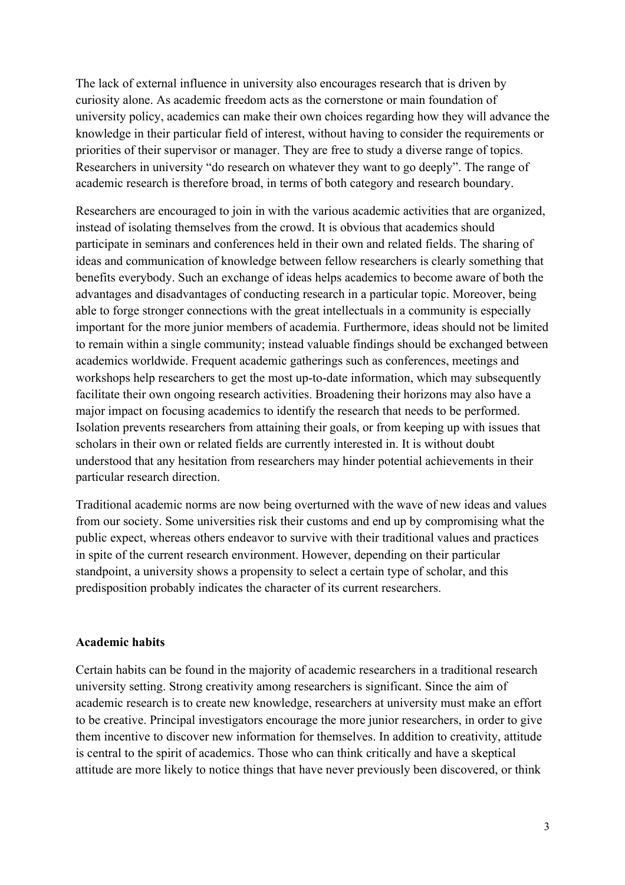The lack of external influence in university also encourages research that is driven by curiosity alone. As academic freedom acts as the cornerstone or main foundation of university policy, academics can make their own choices regarding how they will advance the knowledge in their particular field of interest, without having to consider the requirements or priorities of their supervisor or manager. They are free to study a diverse range of topics. Researchers in university "do research on whatever they want to go deeply". The range of academic research is therefore broad, in terms of both category and research boundary.

Researchers are encouraged to join in with the various academic activities that are organized, instead of isolating themselves from the crowd. It is obvious that academics should participate in seminars and conferences held in their own and related fields. The sharing of ideas and communication of knowledge between fellow researchers is clearly something that benefits everybody. Such an exchange of ideas helps academics to become aware of both the advantages and disadvantages of conducting research in a particular topic. Moreover, being able to forge stronger connections with the great intellectuals in a community is especially important for the more junior members of academia. Furthermore, ideas should not be limited to remain within a single community; instead valuable findings should be exchanged between academics worldwide. Frequent academic gatherings such as conferences, meetings and workshops help researchers to get the most up-to-date information, which may subsequently facilitate their own ongoing research activities. Broadening their horizons may also have a major impact on focusing academics to identify the research that needs to be performed. Isolation prevents researchers from attaining their goals, or from keeping up with issues that scholars in their own or related fields are currently interested in. It is without doubt understood that any hesitation from researchers may hinder potential achievements in their particular research direction.

Traditional academic norms are now being overturned with the wave of new ideas and values from our society. Some universities risk their customs and end up by compromising what the public expect, whereas others endeavor to survive with their traditional values and practices in spite of the current research environment. However, depending on their particular standpoint, a university shows a propensity to select a certain type of scholar, and this predisposition probably indicates the character of its current researchers.

**Academic habits**

Certain habits can be found in the majority of academic researchers in a traditional research university setting. Strong creativity among researchers is significant. Since the aim of academic research is to create new knowledge, researchers at university must make an effort to be creative. Principal investigators encourage the more junior researchers, in order to give them incentive to discover new information for themselves. In addition to creativity, attitude is central to the spirit of academics. Those who can think critically and have a skeptical attitude are more likely to notice things that have never previously been discovered, or think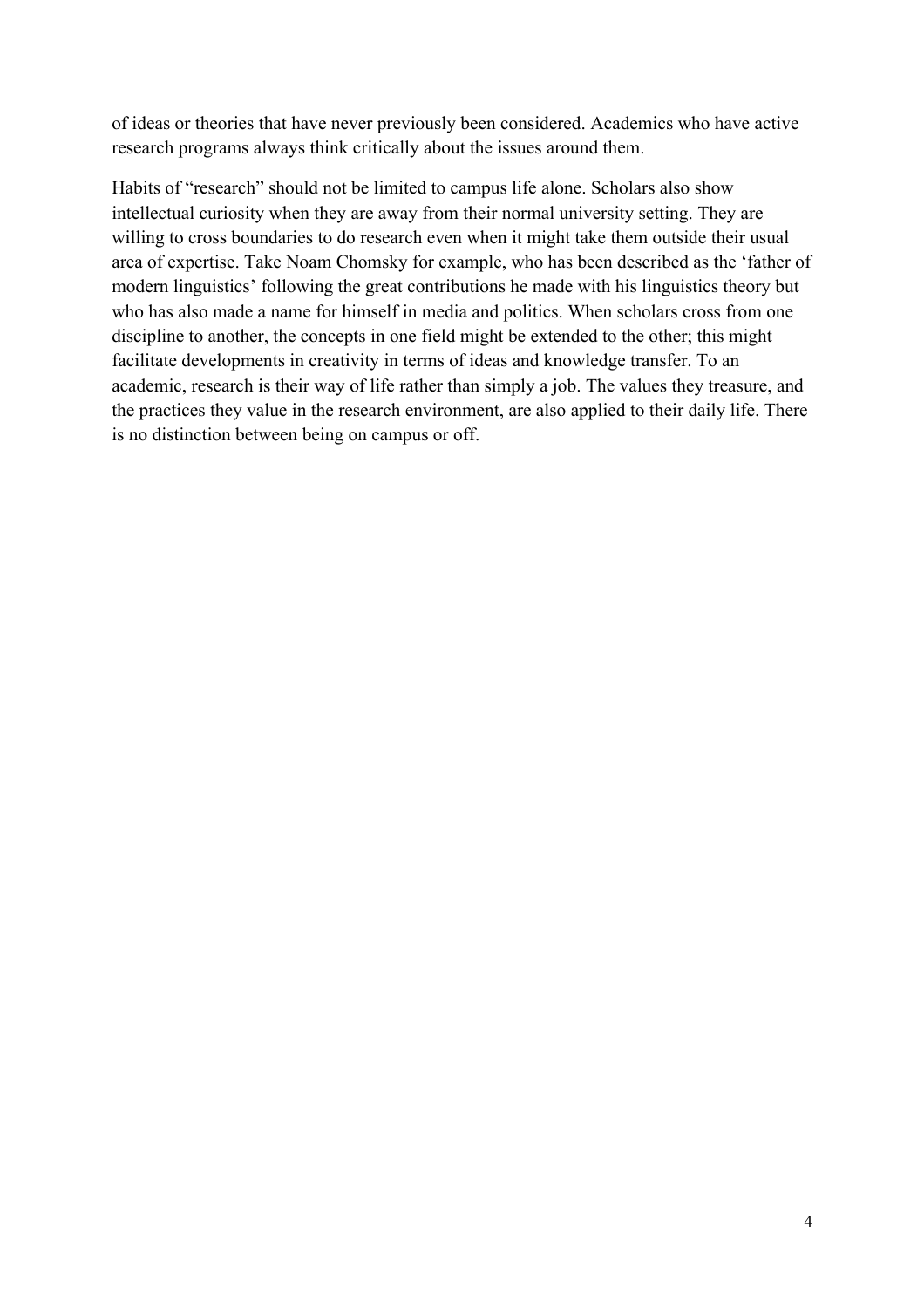of ideas or theories that have never previously been considered. Academics who have active research programs always think critically about the issues around them.

Habits of "research" should not be limited to campus life alone. Scholars also show intellectual curiosity when they are away from their normal university setting. They are willing to cross boundaries to do research even when it might take them outside their usual area of expertise. Take Noam Chomsky for example, who has been described as the 'father of modern linguistics' following the great contributions he made with his linguistics theory but who has also made a name for himself in media and politics. When scholars cross from one discipline to another, the concepts in one field might be extended to the other; this might facilitate developments in creativity in terms of ideas and knowledge transfer. To an academic, research is their way of life rather than simply a job. The values they treasure, and the practices they value in the research environment, are also applied to their daily life. There is no distinction between being on campus or off.